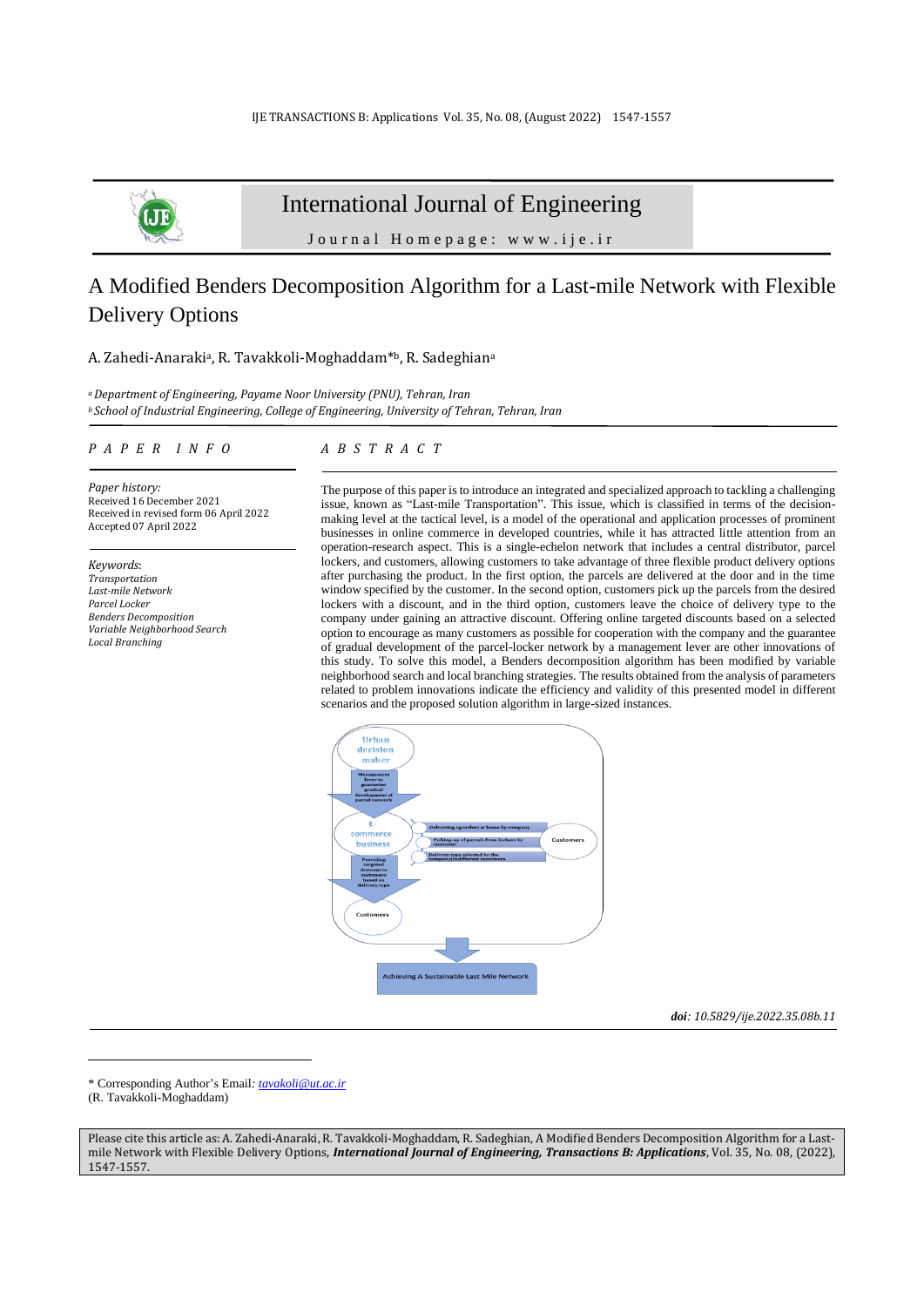# International Journal of Engineering

Journal Homepage: www.ije.ir

# A Modified Benders Decomposition Algorithm for a Last-mile Network with Flexible Delivery Options

A. Zahedi-Anaraki[a], R. Tavakkoli-Moghaddam*[b], R. Sadeghian[a]

[a] *Department of Engineering, Payame Noor University (PNU), Tehran, Iran*
[b] *School of Industrial Engineering, College of Engineering, University of Tehran, Tehran, Iran*

## PAPER INFO

*Paper history:*
Received 16 December 2021
Received in revised form 06 April 2022
Accepted 07 April 2022

*Keywords*:
*Transportation*
*Last-mile Network*
*Parcel Locker*
*Benders Decomposition*
*Variable Neighborhood Search*
*Local Branching*

## ABSTRACT

The purpose of this paper is to introduce an integrated and specialized approach to tackling a challenging issue, known as "Last-mile Transportation". This issue, which is classified in terms of the decision-making level at the tactical level, is a model of the operational and application processes of prominent businesses in online commerce in developed countries, while it has attracted little attention from an operation-research aspect. This is a single-echelon network that includes a central distributor, parcel lockers, and customers, allowing customers to take advantage of three flexible product delivery options after purchasing the product. In the first option, the parcels are delivered at the door and in the time window specified by the customer. In the second option, customers pick up the parcels from the desired lockers with a discount, and in the third option, customers leave the choice of delivery type to the company under gaining an attractive discount. Offering online targeted discounts based on a selected option to encourage as many customers as possible for cooperation with the company and the guarantee of gradual development of the parcel-locker network by a management lever are other innovations of this study. To solve this model, a Benders decomposition algorithm has been modified by variable neighborhood search and local branching strategies. The results obtained from the analysis of parameters related to problem innovations indicate the efficiency and validity of this presented model in different scenarios and the proposed solution algorithm in large-sized instances.

***doi**: 10.5829/ije.2022.35.08b.11*

\* Corresponding Author's Email: *tavakoli@ut.ac.ir* (R. Tavakkoli-Moghaddam)

Please cite this article as: A. Zahedi-Anaraki, R. Tavakkoli-Moghaddam, R. Sadeghian, A Modified Benders Decomposition Algorithm for a Last-mile Network with Flexible Delivery Options, ***International Journal of Engineering, Transactions B: Applications***, Vol. 35, No. 08, (2022), 1547-1557.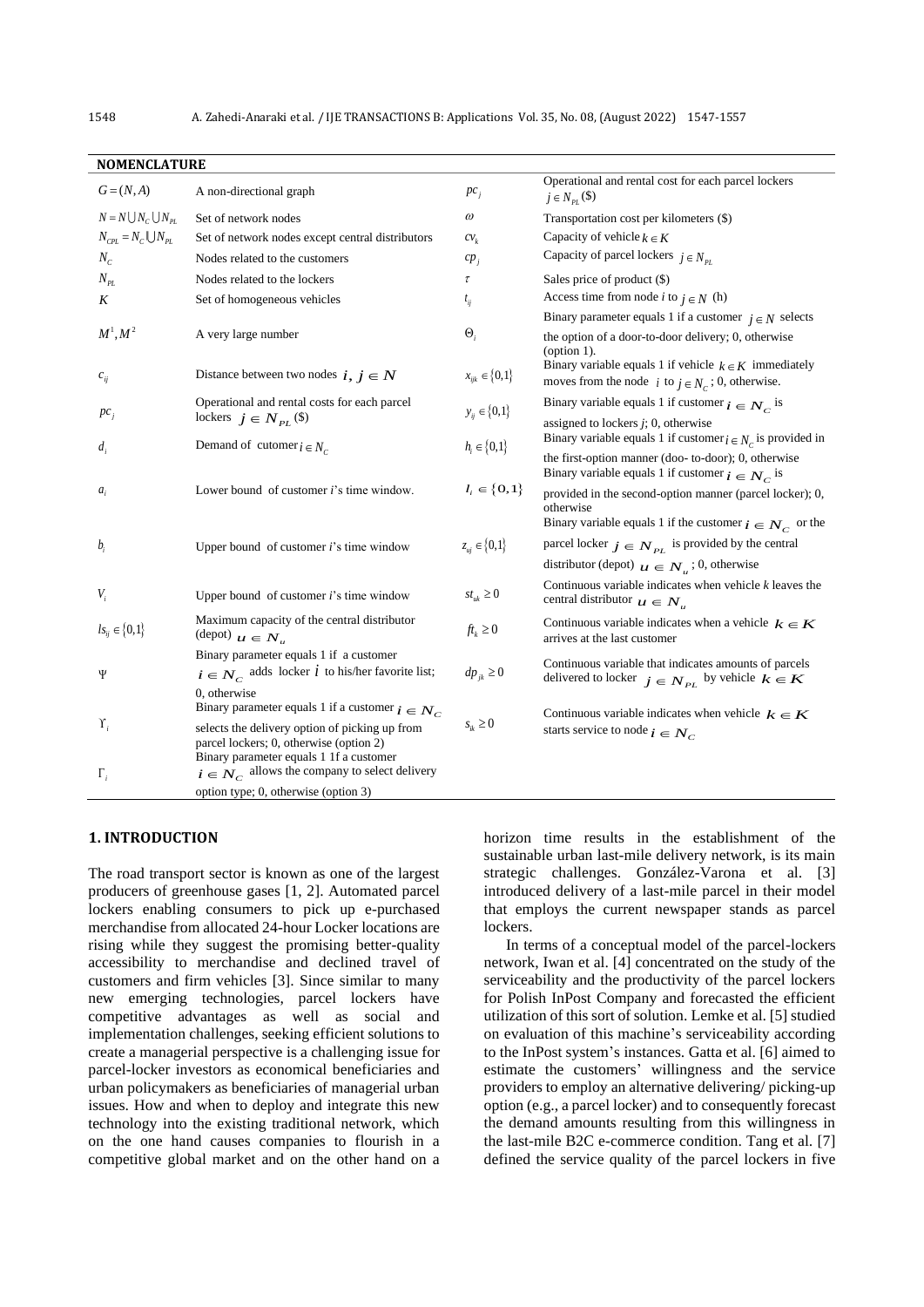## NOMENCLATURE

| | | | |
|---|---|---|---|
| $G=(N,A)$ | A non-directional graph | $pc_j$ | Operational and rental cost for each parcel lockers $j \in N_{PL}$ (\$) |
| $N = N \bigcup N_C \bigcup N_{PL}$ | Set of network nodes | $\omega$ | Transportation cost per kilometers (\$) |
| $N_{CPL} = N_C \bigcup N_{PL}$ | Set of network nodes except central distributors | $cv_k$ | Capacity of vehicle $k \in K$ |
| $N_C$ | Nodes related to the customers | $cp_j$ | Capacity of parcel lockers $j \in N_{PL}$ |
| $N_{PL}$ | Nodes related to the lockers | $\tau$ | Sales price of product (\$) |
| $K$ | Set of homogeneous vehicles | $t_{ij}$ | Access time from node $i$ to $j \in N$ (h) |
| $M^1, M^2$ | A very large number | $\Theta_i$ | Binary parameter equals 1 if a customer $j \in N$ selects the option of a door-to-door delivery; 0, otherwise (option 1). |
| $c_{ij}$ | Distance between two nodes $i, j \in N$ | $x_{ijk} \in \{0,1\}$ | Binary variable equals 1 if vehicle $k \in K$ immediately moves from the node $i$ to $j \in N_C$; 0, otherwise. |
| $pc_j$ | Operational and rental costs for each parcel lockers $j \in N_{PL}$ (\$) | $y_{ij} \in \{0,1\}$ | Binary variable equals 1 if customer $i \in N_C$ is assigned to lockers $j$; 0, otherwise |
| $d_i$ | Demand of cutomer $i \in N_C$ | $h_i \in \{0,1\}$ | Binary variable equals 1 if customer $i \in N_C$ is provided in the first-option manner (doo- to-door); 0, otherwise |
| $a_i$ | Lower bound of customer $i$'s time window. | $l_i \in \{0,1\}$ | Binary variable equals 1 if customer $i \in N_C$ is provided in the second-option manner (parcel locker); 0, otherwise |
| $b_i$ | Upper bound of customer $i$'s time window | $z_{uj} \in \{0,1\}$ | Binary variable equals 1 if the customer $i \in N_C$ or the parcel locker $j \in N_{PL}$ is provided by the central distributor (depot) $u \in N_u$; 0, otherwise |
| $V_i$ | Upper bound of customer $i$'s time window | $st_{uk} \geq 0$ | Continuous variable indicates when vehicle $k$ leaves the central distributor $u \in N_u$ |
| $ls_{ij} \in \{0,1\}$ | Maximum capacity of the central distributor (depot) $u \in N_u$ | $ft_k \geq 0$ | Continuous variable indicates when a vehicle $k \in K$ arrives at the last customer |
| $\Psi$ | Binary parameter equals 1 if a customer $i \in N_C$ adds locker $i$ to his/her favorite list; 0, otherwise | $dp_{jk} \geq 0$ | Continuous variable that indicates amounts of parcels delivered to locker $j \in N_{PL}$ by vehicle $k \in K$ |
| $\Upsilon_i$ | Binary parameter equals 1 if a customer $i \in N_C$ selects the delivery option of picking up from parcel lockers; 0, otherwise (option 2) | $s_{ik} \geq 0$ | Continuous variable indicates when vehicle $k \in K$ starts service to node $i \in N_C$ |
| $\Gamma_i$ | Binary parameter equals 1 1f a customer $i \in N_C$ allows the company to select delivery option type; 0, otherwise (option 3) | | |

## 1. INTRODUCTION

The road transport sector is known as one of the largest producers of greenhouse gases [1, 2]. Automated parcel lockers enabling consumers to pick up e-purchased merchandise from allocated 24-hour Locker locations are rising while they suggest the promising better-quality accessibility to merchandise and declined travel of customers and firm vehicles [3]. Since similar to many new emerging technologies, parcel lockers have competitive advantages as well as social and implementation challenges, seeking efficient solutions to create a managerial perspective is a challenging issue for parcel-locker investors as economical beneficiaries and urban policymakers as beneficiaries of managerial urban issues. How and when to deploy and integrate this new technology into the existing traditional network, which on the one hand causes companies to flourish in a competitive global market and on the other hand on a horizon time results in the establishment of the sustainable urban last-mile delivery network, is its main strategic challenges. González-Varona et al. [3] introduced delivery of a last-mile parcel in their model that employs the current newspaper stands as parcel lockers.

In terms of a conceptual model of the parcel-lockers network, Iwan et al. [4] concentrated on the study of the serviceability and the productivity of the parcel lockers for Polish InPost Company and forecasted the efficient utilization of this sort of solution. Lemke et al. [5] studied on evaluation of this machine's serviceability according to the InPost system's instances. Gatta et al. [6] aimed to estimate the customers' willingness and the service providers to employ an alternative delivering/ picking-up option (e.g., a parcel locker) and to consequently forecast the demand amounts resulting from this willingness in the last-mile B2C e-commerce condition. Tang et al. [7] defined the service quality of the parcel lockers in five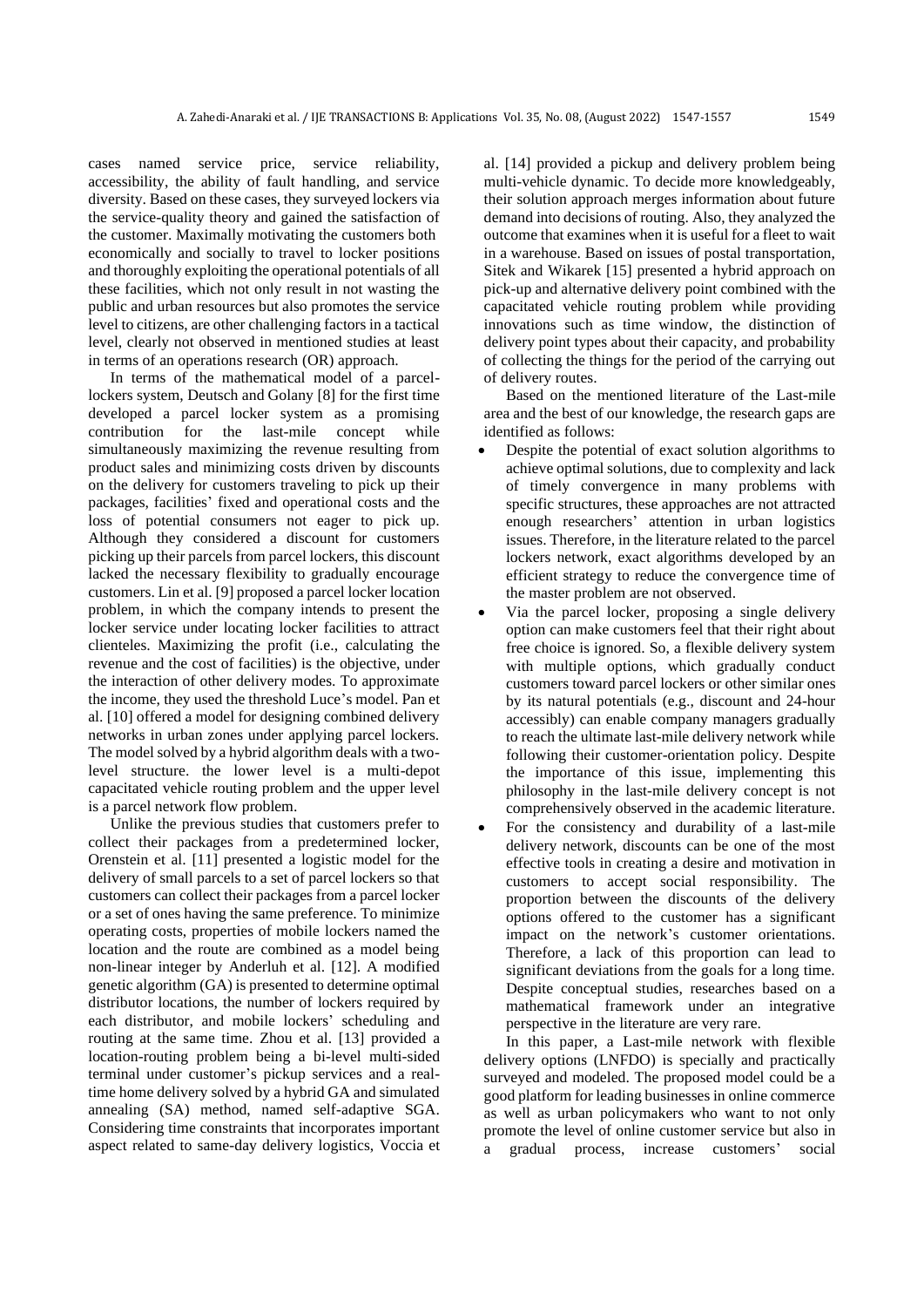cases named service price, service reliability, accessibility, the ability of fault handling, and service diversity. Based on these cases, they surveyed lockers via the service-quality theory and gained the satisfaction of the customer. Maximally motivating the customers both economically and socially to travel to locker positions and thoroughly exploiting the operational potentials of all these facilities, which not only result in not wasting the public and urban resources but also promotes the service level to citizens, are other challenging factors in a tactical level, clearly not observed in mentioned studies at least in terms of an operations research (OR) approach.

In terms of the mathematical model of a parcel-lockers system, Deutsch and Golany [8] for the first time developed a parcel locker system as a promising contribution for the last-mile concept while simultaneously maximizing the revenue resulting from product sales and minimizing costs driven by discounts on the delivery for customers traveling to pick up their packages, facilities' fixed and operational costs and the loss of potential consumers not eager to pick up. Although they considered a discount for customers picking up their parcels from parcel lockers, this discount lacked the necessary flexibility to gradually encourage customers. Lin et al. [9] proposed a parcel locker location problem, in which the company intends to present the locker service under locating locker facilities to attract clienteles. Maximizing the profit (i.e., calculating the revenue and the cost of facilities) is the objective, under the interaction of other delivery modes. To approximate the income, they used the threshold Luce's model. Pan et al. [10] offered a model for designing combined delivery networks in urban zones under applying parcel lockers. The model solved by a hybrid algorithm deals with a two-level structure. the lower level is a multi-depot capacitated vehicle routing problem and the upper level is a parcel network flow problem.

Unlike the previous studies that customers prefer to collect their packages from a predetermined locker, Orenstein et al. [11] presented a logistic model for the delivery of small parcels to a set of parcel lockers so that customers can collect their packages from a parcel locker or a set of ones having the same preference. To minimize operating costs, properties of mobile lockers named the location and the route are combined as a model being non-linear integer by Anderluh et al. [12]. A modified genetic algorithm (GA) is presented to determine optimal distributor locations, the number of lockers required by each distributor, and mobile lockers' scheduling and routing at the same time. Zhou et al. [13] provided a location-routing problem being a bi-level multi-sided terminal under customer's pickup services and a real-time home delivery solved by a hybrid GA and simulated annealing (SA) method, named self-adaptive SGA. Considering time constraints that incorporates important aspect related to same-day delivery logistics, Voccia et al. [14] provided a pickup and delivery problem being multi-vehicle dynamic. To decide more knowledgeably, their solution approach merges information about future demand into decisions of routing. Also, they analyzed the outcome that examines when it is useful for a fleet to wait in a warehouse. Based on issues of postal transportation, Sitek and Wikarek [15] presented a hybrid approach on pick-up and alternative delivery point combined with the capacitated vehicle routing problem while providing innovations such as time window, the distinction of delivery point types about their capacity, and probability of collecting the things for the period of the carrying out of delivery routes.

Based on the mentioned literature of the Last-mile area and the best of our knowledge, the research gaps are identified as follows:

- Despite the potential of exact solution algorithms to achieve optimal solutions, due to complexity and lack of timely convergence in many problems with specific structures, these approaches are not attracted enough researchers' attention in urban logistics issues. Therefore, in the literature related to the parcel lockers network, exact algorithms developed by an efficient strategy to reduce the convergence time of the master problem are not observed.
- Via the parcel locker, proposing a single delivery option can make customers feel that their right about free choice is ignored. So, a flexible delivery system with multiple options, which gradually conduct customers toward parcel lockers or other similar ones by its natural potentials (e.g., discount and 24-hour accessibly) can enable company managers gradually to reach the ultimate last-mile delivery network while following their customer-orientation policy. Despite the importance of this issue, implementing this philosophy in the last-mile delivery concept is not comprehensively observed in the academic literature.
- For the consistency and durability of a last-mile delivery network, discounts can be one of the most effective tools in creating a desire and motivation in customers to accept social responsibility. The proportion between the discounts of the delivery options offered to the customer has a significant impact on the network's customer orientations. Therefore, a lack of this proportion can lead to significant deviations from the goals for a long time. Despite conceptual studies, researches based on a mathematical framework under an integrative perspective in the literature are very rare.

In this paper, a Last-mile network with flexible delivery options (LNFDO) is specially and practically surveyed and modeled. The proposed model could be a good platform for leading businesses in online commerce as well as urban policymakers who want to not only promote the level of online customer service but also in a gradual process, increase customers' social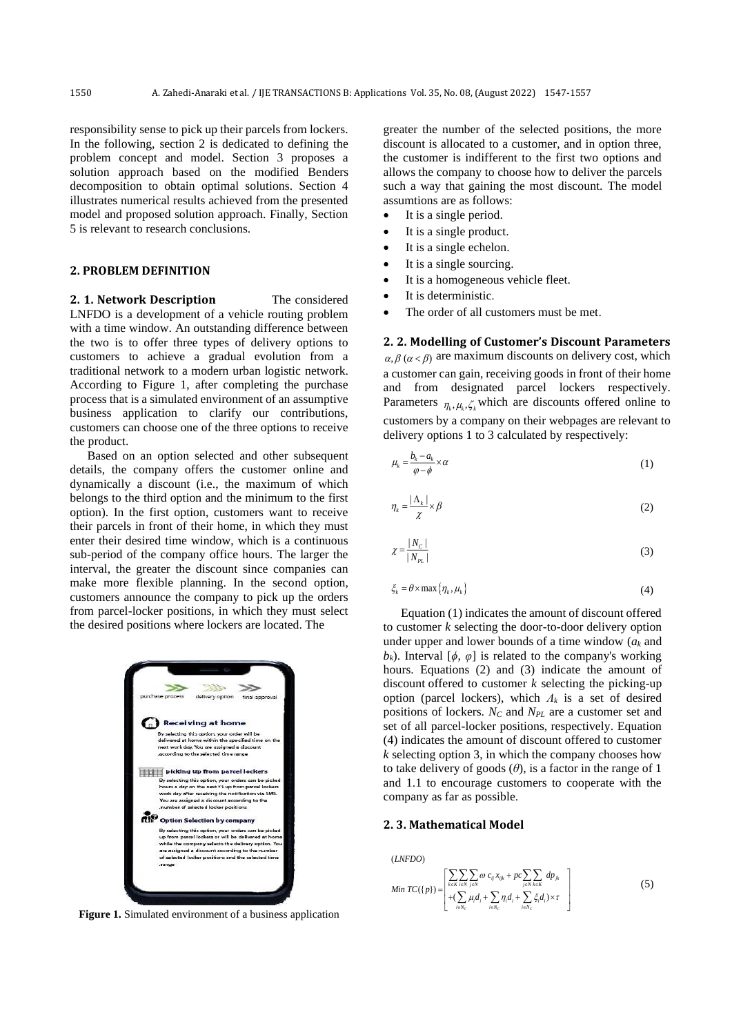responsibility sense to pick up their parcels from lockers. In the following, section 2 is dedicated to defining the problem concept and model. Section 3 proposes a solution approach based on the modified Benders decomposition to obtain optimal solutions. Section 4 illustrates numerical results achieved from the presented model and proposed solution approach. Finally, Section 5 is relevant to research conclusions.

## 2. PROBLEM DEFINITION

### 2. 1. Network Description

The considered LNFDO is a development of a vehicle routing problem with a time window. An outstanding difference between the two is to offer three types of delivery options to customers to achieve a gradual evolution from a traditional network to a modern urban logistic network. According to Figure 1, after completing the purchase process that is a simulated environment of an assumptive business application to clarify our contributions, customers can choose one of the three options to receive the product.

Based on an option selected and other subsequent details, the company offers the customer online and dynamically a discount (i.e., the maximum of which belongs to the third option and the minimum to the first option). In the first option, customers want to receive their parcels in front of their home, in which they must enter their desired time window, which is a continuous sub-period of the company office hours. The larger the interval, the greater the discount since companies can make more flexible planning. In the second option, customers announce the company to pick up the orders from parcel-locker positions, in which they must select the desired positions where lockers are located. The greater the number of the selected positions, the more discount is allocated to a customer, and in option three, the customer is indifferent to the first two options and allows the company to choose how to deliver the parcels such a way that gaining the most discount. The model assumtions are as follows:

- It is a single period.
- It is a single product.
- It is a single echelon.
- It is a single sourcing.
- It is a homogeneous vehicle fleet.
- It is deterministic.
- The order of all customers must be met.

**Figure 1.** Simulated environment of a business application

### 2. 2. Modelling of Customer's Discount Parameters

$\alpha, \beta\ (\alpha < \beta)$ are maximum discounts on delivery cost, which a customer can gain, receiving goods in front of their home and from designated parcel lockers respectively. Parameters $\eta_k, \mu_k, \zeta_k$ which are discounts offered online to customers by a company on their webpages are relevant to delivery options 1 to 3 calculated by respectively:

$$\mu_k = \frac{b_k - a_k}{\varphi - \phi} \times \alpha \tag{1}$$

$$\eta_k = \frac{|\Lambda_k|}{\chi} \times \beta \tag{2}$$

$$\chi = \frac{|N_C|}{|N_{PL}|} \tag{3}$$

$$\xi_k = \theta \times \max\{\eta_k, \mu_k\} \tag{4}$$

Equation (1) indicates the amount of discount offered to customer $k$ selecting the door-to-door delivery option under upper and lower bounds of a time window ($a_k$ and $b_k$). Interval $[\phi, \varphi]$ is related to the company's working hours. Equations (2) and (3) indicate the amount of discount offered to customer $k$ selecting the picking-up option (parcel lockers), which $\Lambda_k$ is a set of desired positions of lockers. $N_C$ and $N_{PL}$ are a customer set and set of all parcel-locker positions, respectively. Equation (4) indicates the amount of discount offered to customer $k$ selecting option 3, in which the company chooses how to take delivery of goods ($\theta$), is a factor in the range of 1 and 1.1 to encourage customers to cooperate with the company as far as possible.

### 2. 3. Mathematical Model

$(LNFDO)$

$$Min\ TC(\{p\}) = \left[ \begin{array}{l} \sum_{k \in K} \sum_{i \in N} \sum_{j \in N} \omega\, c_{ij} x_{ijk} + pc \sum_{j \in N} \sum_{k \in K} dp_{jk} \\ + (\sum_{i \in N_C} \mu_i d_i + \sum_{i \in N_C} \eta_i d_i + \sum_{i \in N_C} \xi_i d_i) \times \tau \end{array} \right] \tag{5}$$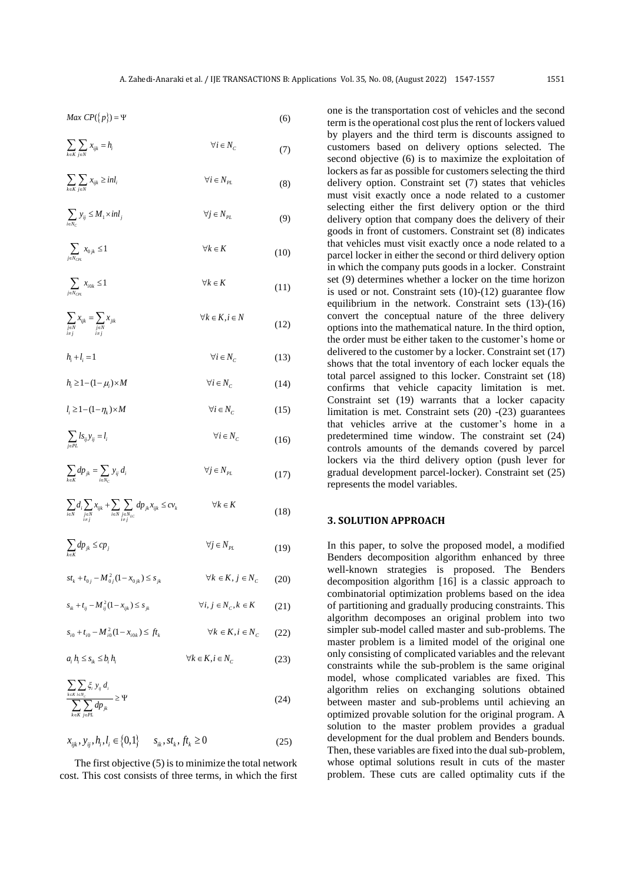$$Max\ CP(\{p\}) = \Psi \tag{6}$$

$$\sum_{k\in K}\sum_{j\in N} x_{ijk} = h_i \qquad \forall i \in N_C \tag{7}$$

$$\sum_{k\in K}\sum_{j\in N} x_{ijk} \geq inl_i \qquad \forall i \in N_{PL} \tag{8}$$

$$\sum_{i\in N_C} y_{ij} \leq M_1 \times inl_j \qquad \forall j \in N_{PL} \tag{9}$$

$$\sum_{j\in N_{CPL}} x_{0jk} \leq 1 \qquad \forall k \in K \tag{10}$$

$$\sum_{j\in N_{CPL}} x_{i0k} \leq 1 \qquad \forall k \in K \tag{11}$$

$$\sum_{\substack{j\in N \\ i\neq j}} x_{ijk} = \sum_{\substack{j\in N \\ i\neq j}} x_{jik} \qquad \forall k \in K, i \in N \tag{12}$$

$$h_i + l_i = 1 \qquad \forall i \in N_C \tag{13}$$

$$h_i \geq 1 - (1-\mu_i) \times M \qquad \forall i \in N_C \tag{14}$$

$$l_i \geq 1 - (1-\eta_k) \times M \qquad \forall i \in N_C \tag{15}$$

$$\sum_{j\in PL} ls_{ij} y_{ij} = l_i \qquad \forall i \in N_C \tag{16}$$

$$\sum_{k\in K} dp_{jk} = \sum_{i\in N_C} y_{ij}\, d_i \qquad \forall j \in N_{PL} \tag{17}$$

$$\sum_{i\in N} d_i \sum_{\substack{j\in N \\ i\neq j}} x_{ijk} + \sum_{i\in N}\sum_{\substack{j\in N_{LC} \\ i\neq j}} dp_{jk} x_{ijk} \leq cv_k \qquad \forall k \in K \tag{18}$$

$$\sum_{k\in K} dp_{jk} \leq cp_j \qquad \forall j \in N_{PL} \tag{19}$$

$$st_k + t_{0j} - M_{0j}^2(1-x_{0jk}) \leq s_{jk} \qquad \forall k \in K, j \in N_C \tag{20}$$

$$s_{ik} + t_{ij} - M_{ij}^2(1-x_{ijk}) \leq s_{jk} \qquad \forall i,j \in N_C, k \in K \tag{21}$$

$$s_{i0} + t_{i0} - M_{i0}^2(1-x_{i0k}) \leq ft_k \qquad \forall k \in K, i \in N_C \tag{22}$$

$$a_i h_i \leq s_{ik} \leq b_i h_i \qquad \forall k \in K, i \in N_C \tag{23}$$

$$\frac{\sum_{k\in K}\sum_{i\in N_C} \xi_i\, y_{ij}\, d_i}{\sum_{k\in K}\sum_{j\in PL} dp_{jk}} \geq \Psi \tag{24}$$

$$x_{ijk}, y_{ij}, h_i, l_i \in \{0,1\} \qquad s_{ik}, st_k, ft_k \geq 0 \tag{25}$$

The first objective (5) is to minimize the total network cost. This cost consists of three terms, in which the first one is the transportation cost of vehicles and the second term is the operational cost plus the rent of lockers valued by players and the third term is discounts assigned to customers based on delivery options selected. The second objective (6) is to maximize the exploitation of lockers as far as possible for customers selecting the third delivery option. Constraint set (7) states that vehicles must visit exactly once a node related to a customer selecting either the first delivery option or the third delivery option that company does the delivery of their goods in front of customers. Constraint set (8) indicates that vehicles must visit exactly once a node related to a parcel locker in either the second or third delivery option in which the company puts goods in a locker. Constraint set (9) determines whether a locker on the time horizon is used or not. Constraint sets (10)-(12) guarantee flow equilibrium in the network. Constraint sets (13)-(16) convert the conceptual nature of the three delivery options into the mathematical nature. In the third option, the order must be either taken to the customer's home or delivered to the customer by a locker. Constraint set (17) shows that the total inventory of each locker equals the total parcel assigned to this locker. Constraint set (18) confirms that vehicle capacity limitation is met. Constraint set (19) warrants that a locker capacity limitation is met. Constraint sets (20) -(23) guarantees that vehicles arrive at the customer's home in a predetermined time window. The constraint set (24) controls amounts of the demands covered by parcel lockers via the third delivery option (push lever for gradual development parcel-locker). Constraint set (25) represents the model variables.

## 3. SOLUTION APPROACH

In this paper, to solve the proposed model, a modified Benders decomposition algorithm enhanced by three well-known strategies is proposed. The Benders decomposition algorithm [16] is a classic approach to combinatorial optimization problems based on the idea of partitioning and gradually producing constraints. This algorithm decomposes an original problem into two simpler sub-model called master and sub-problems. The master problem is a limited model of the original one only consisting of complicated variables and the relevant constraints while the sub-problem is the same original model, whose complicated variables are fixed. This algorithm relies on exchanging solutions obtained between master and sub-problems until achieving an optimized provable solution for the original program. A solution to the master problem provides a gradual development for the dual problem and Benders bounds. Then, these variables are fixed into the dual sub-problem, whose optimal solutions result in cuts of the master problem. These cuts are called optimality cuts if the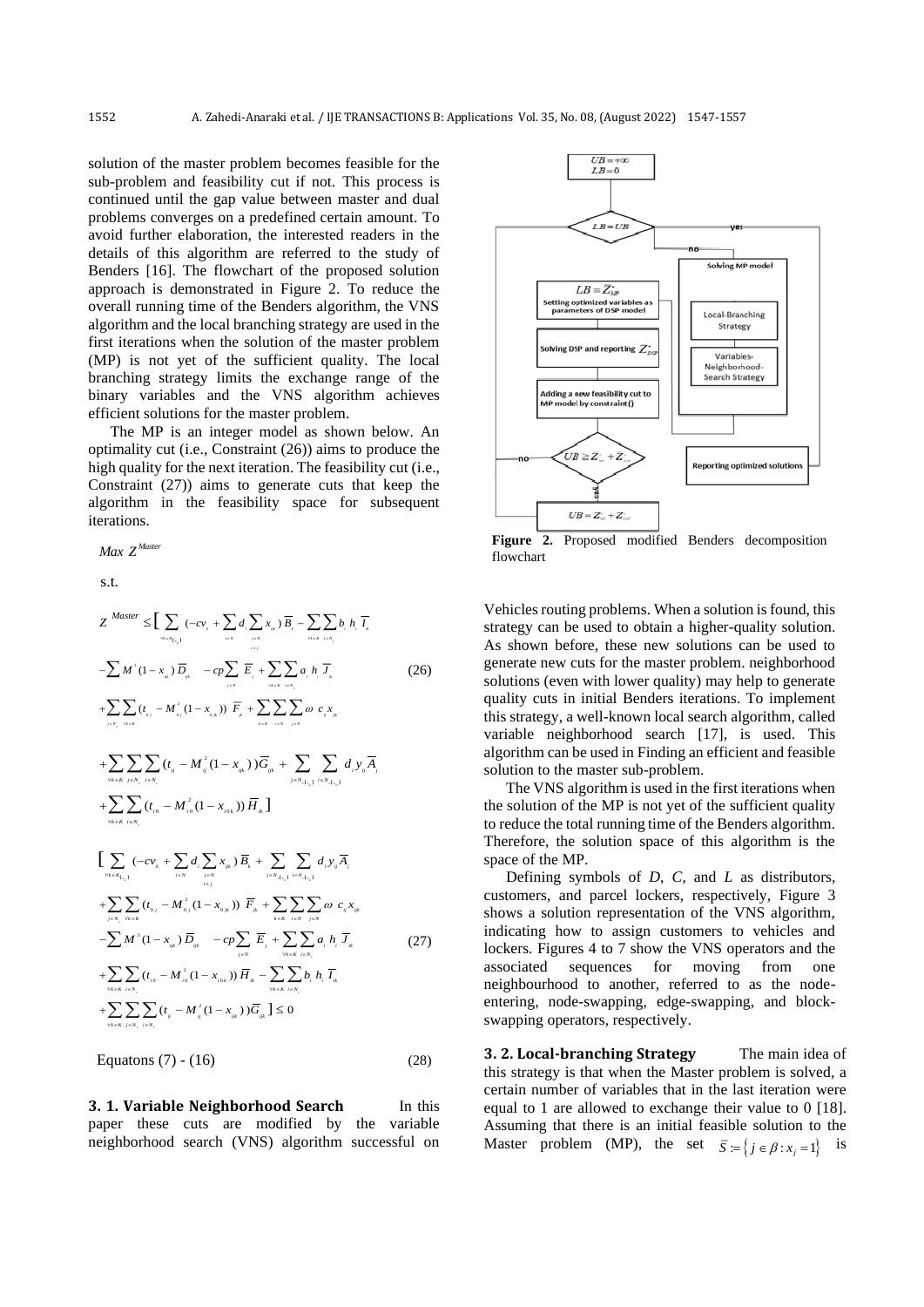solution of the master problem becomes feasible for the sub-problem and feasibility cut if not. This process is continued until the gap value between master and dual problems converges on a predefined certain amount. To avoid further elaboration, the interested readers in the details of this algorithm are referred to the study of Benders [16]. The flowchart of the proposed solution approach is demonstrated in Figure 2. To reduce the overall running time of the Benders algorithm, the VNS algorithm and the local branching strategy are used in the first iterations when the solution of the master problem (MP) is not yet of the sufficient quality. The local branching strategy limits the exchange range of the binary variables and the VNS algorithm achieves efficient solutions for the master problem.

The MP is an integer model as shown below. An optimality cut (i.e., Constraint (26)) aims to produce the high quality for the next iteration. The feasibility cut (i.e., Constraint (27)) aims to generate cuts that keep the algorithm in the feasibility space for subsequent iterations.

$$Max\ Z^{Master}$$

s.t.

$$\begin{aligned}
Z^{Master} \le \Big[ & \sum_{\forall k \in K_{\{1_m\}}} (-cv_k + \sum_{i \in N} d_i \sum_{\substack{j \in N \\ i \ne j}} x_{ijk}) \overline{B}_k - \sum_{\forall k \in K} \sum_{i \in N_c} b_i h_i \overline{I}_{ik} \\
& - \sum M^1 (1 - x_{ijk}) \overline{D}_{ijk} - cp \sum_{j \in N} \overline{E}_j + \sum_{\forall k \in K} \sum_{i \in N_c} a_i h_i \overline{J}_{ik} \\
& + \sum_{j \in N_c} \sum_{\forall k \in K} (t_{0j} - M^2_{0j} (1 - x_{0jk})) \overline{F}_{jk} + \sum_{k \in K} \sum_{i \in N} \sum_{j \in N} \omega\, c_{ij} x_{ijk} \\
& + \sum_{\forall k \in K} \sum_{j \in N_c} \sum_{i \in N_c} (t_{ij} - M^2_{ij} (1 - x_{ijk})) \overline{G}_{ijk} + \sum_{j \in N_{\{L_m\}}} \sum_{i \in N_{\{L_m\}}} d_i y_{ij} \overline{A}_j \\
& + \sum_{\forall k \in K} \sum_{i \in N_c} (t_{i0} - M^2_{i0} (1 - x_{i0k})) \overline{H}_{ik} \Big]
\end{aligned} \tag{26}$$

$$\begin{aligned}
\Big[ & \sum_{\forall k \in K_{\{1_m\}}} (-cv_k + \sum_{i \in N} d_i \sum_{\substack{j \in N \\ i \ne j}} x_{ijk}) \overline{B}_k + \sum_{j \in N_{\{L_m\}}} \sum_{i \in N_{\{L_m\}}} d_i y_{ij} \overline{A}_j \\
& + \sum_{j \in N_c} \sum_{\forall k \in K} (t_{0j} - M^2_{0j} (1 - x_{0jk})) \overline{F}_{jk} + \sum_{k \in K} \sum_{i \in N} \sum_{j \in N} \omega\, c_{ij} x_{ijk} \\
& - \sum M^3 (1 - x_{ijk}) \overline{D}_{ijk} - cp \sum_{j \in N} \overline{E}_j + \sum_{\forall k \in K} \sum_{i \in N_c} a_i h_i \overline{J}_{ik} \\
& + \sum_{\forall k \in K} \sum_{i \in N_c} (t_{i0} - M^2_{i0} (1 - x_{i0k})) \overline{H}_{ik} - \sum_{\forall k \in K} \sum_{i \in N_c} b_i h_i \overline{I}_{ik} \\
& + \sum_{\forall k \in K} \sum_{j \in N_c} \sum_{i \in N_c} (t_{ij} - M^2_{ij} (1 - x_{ijk})) \overline{G}_{ijk} \Big] \le 0
\end{aligned} \tag{27}$$

Equatons (7) - (16) $\quad$ (28)

### 3. 1. Variable Neighborhood Search

In this paper these cuts are modified by the variable neighborhood search (VNS) algorithm successful on Vehicles routing problems. When a solution is found, this strategy can be used to obtain a higher-quality solution. As shown before, these new solutions can be used to generate new cuts for the master problem. neighborhood solutions (even with lower quality) may help to generate quality cuts in initial Benders iterations. To implement this strategy, a well-known local search algorithm, called variable neighborhood search [17], is used. This algorithm can be used in Finding an efficient and feasible solution to the master sub-problem.

The VNS algorithm is used in the first iterations when the solution of the MP is not yet of the sufficient quality to reduce the total running time of the Benders algorithm. Therefore, the solution space of this algorithm is the space of the MP.

Defining symbols of *D*, *C*, and *L* as distributors, customers, and parcel lockers, respectively, Figure 3 shows a solution representation of the VNS algorithm, indicating how to assign customers to vehicles and lockers. Figures 4 to 7 show the VNS operators and the associated sequences for moving from one neighbourhood to another, referred to as the node-entering, node-swapping, edge-swapping, and block-swapping operators, respectively.

### 3. 2. Local-branching Strategy

The main idea of this strategy is that when the Master problem is solved, a certain number of variables that in the last iteration were equal to 1 are allowed to exchange their value to 0 [18]. Assuming that there is an initial feasible solution to the Master problem (MP), the set $\bar{S} := \{ j \in \beta : x_j = 1 \}$ is

**Figure 2.** Proposed modified Benders decomposition flowchart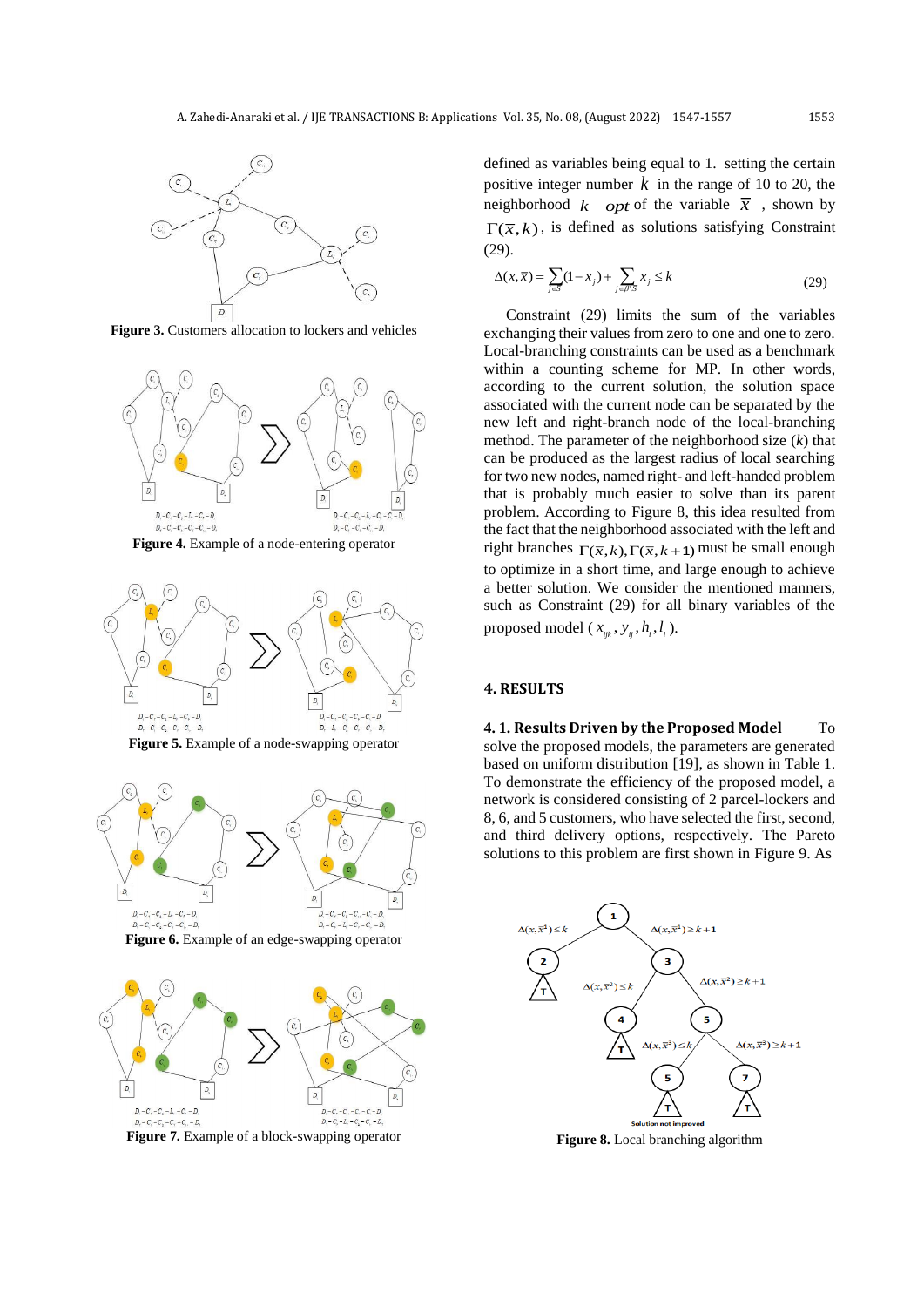Figure 3. Customers allocation to lockers and vehicles

Figure 4. Example of a node-entering operator

Figure 5. Example of a node-swapping operator

Figure 6. Example of an edge-swapping operator

Figure 7. Example of a block-swapping operator

defined as variables being equal to 1. setting the certain positive integer number $k$ in the range of 10 to 20, the neighborhood $k-opt$ of the variable $\bar{x}$ , shown by $\Gamma(\bar{x},k)$, is defined as solutions satisfying Constraint (29).

$$\Delta(x,\bar{x}) = \sum_{j \in \bar{S}} (1-x_j) + \sum_{j \in \beta \setminus \bar{S}} x_j \le k \tag{29}$$

Constraint (29) limits the sum of the variables exchanging their values from zero to one and one to zero. Local-branching constraints can be used as a benchmark within a counting scheme for MP. In other words, according to the current solution, the solution space associated with the current node can be separated by the new left and right-branch node of the local-branching method. The parameter of the neighborhood size ($k$) that can be produced as the largest radius of local searching for two new nodes, named right- and left-handed problem that is probably much easier to solve than its parent problem. According to Figure 8, this idea resulted from the fact that the neighborhood associated with the left and right branches $\Gamma(\bar{x},k), \Gamma(\bar{x},k+1)$ must be small enough to optimize in a short time, and large enough to achieve a better solution. We consider the mentioned manners, such as Constraint (29) for all binary variables of the proposed model ($x_{ijk}, y_{ij}, h_i, l_i$).

## 4. RESULTS

### 4. 1. Results Driven by the Proposed Model

To solve the proposed models, the parameters are generated based on uniform distribution [19], as shown in Table 1. To demonstrate the efficiency of the proposed model, a network is considered consisting of 2 parcel-lockers and 8, 6, and 5 customers, who have selected the first, second, and third delivery options, respectively. The Pareto solutions to this problem are first shown in Figure 9. As

Figure 8. Local branching algorithm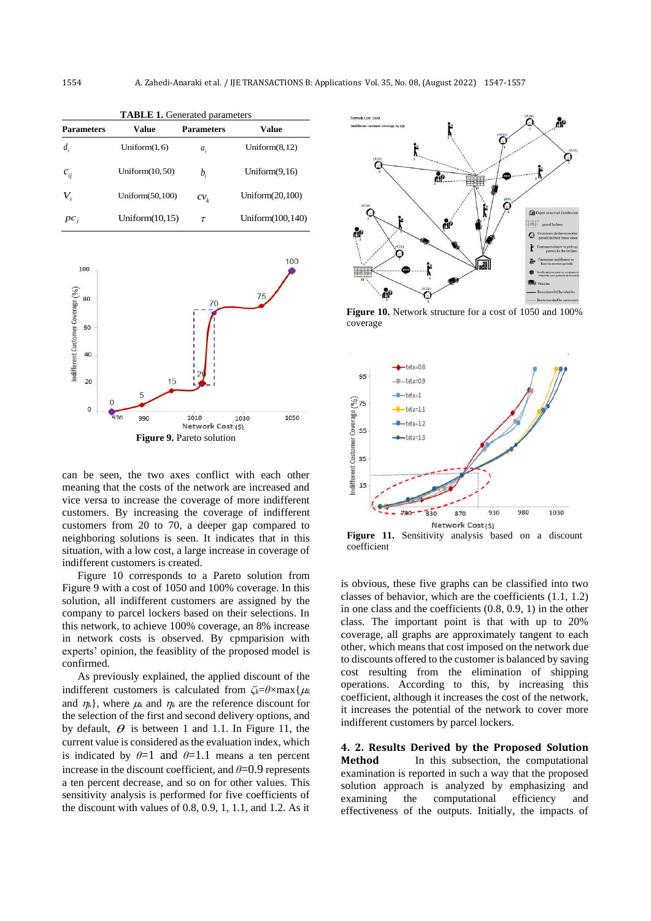**TABLE 1.** Generated parameters

| Parameters | Value | Parameters | Value |
|---|---|---|---|
| $d_i$ | Uniform(1, 6) | $a_j$ | Uniform(8,12) |
| $c_{ij}$ | Uniform(10, 50) | $b_j$ | Uniform(9,16) |
| $V_i$ | Uniform(50,100) | $cv_k$ | Uniform(20,100) |
| $pc_j$ | Uniform(10,15) | $\tau$ | Uniform(100,140) |

**Figure 9.** Pareto solution

can be seen, the two axes conflict with each other meaning that the costs of the network are increased and vice versa to increase the coverage of more indifferent customers. By increasing the coverage of indifferent customers from 20 to 70, a deeper gap compared to neighboring solutions is seen. It indicates that in this situation, with a low cost, a large increase in coverage of indifferent customers is created.

Figure 10 corresponds to a Pareto solution from Figure 9 with a cost of 1050 and 100% coverage. In this solution, all indifferent customers are assigned by the company to parcel lockers based on their selections. In this network, to achieve 100% coverage, an 8% increase in network costs is observed. By cpmparision with experts' opinion, the feasiblity of the proposed model is confirmed.

As previously explained, the applied discount of the indifferent customers is calculated from $\zeta_k=\theta\times\max\{\mu_k$ and $\eta_k\}$, where $\mu_k$ and $\eta_k$ are the reference discount for the selection of the first and second delivery options, and by default, $\theta$ is between 1 and 1.1. In Figure 11, the current value is considered as the evaluation index, which is indicated by $\theta$=1 and $\theta$=1.1 means a ten percent increase in the discount coefficient, and $\theta$=0.9 represents a ten percent decrease, and so on for other values. This sensitivity analysis is performed for five coefficients of the discount with values of 0.8, 0.9, 1, 1.1, and 1.2. As it

**Figure 10.** Network structure for a cost of 1050 and 100% coverage

**Figure 11.** Sensitivity analysis based on a discount coefficient

is obvious, these five graphs can be classified into two classes of behavior, which are the coefficients (1.1, 1.2) in one class and the coefficients (0.8, 0.9, 1) in the other class. The important point is that with up to 20% coverage, all graphs are approximately tangent to each other, which means that cost imposed on the network due to discounts offered to the customer is balanced by saving cost resulting from the elimination of shipping operations. According to this, by increasing this coefficient, although it increases the cost of the network, it increases the potential of the network to cover more indifferent customers by parcel lockers.

**4. 2. Results Derived by the Proposed Solution Method** In this subsection, the computational examination is reported in such a way that the proposed solution approach is analyzed by emphasizing and examining the computational efficiency and effectiveness of the outputs. Initially, the impacts of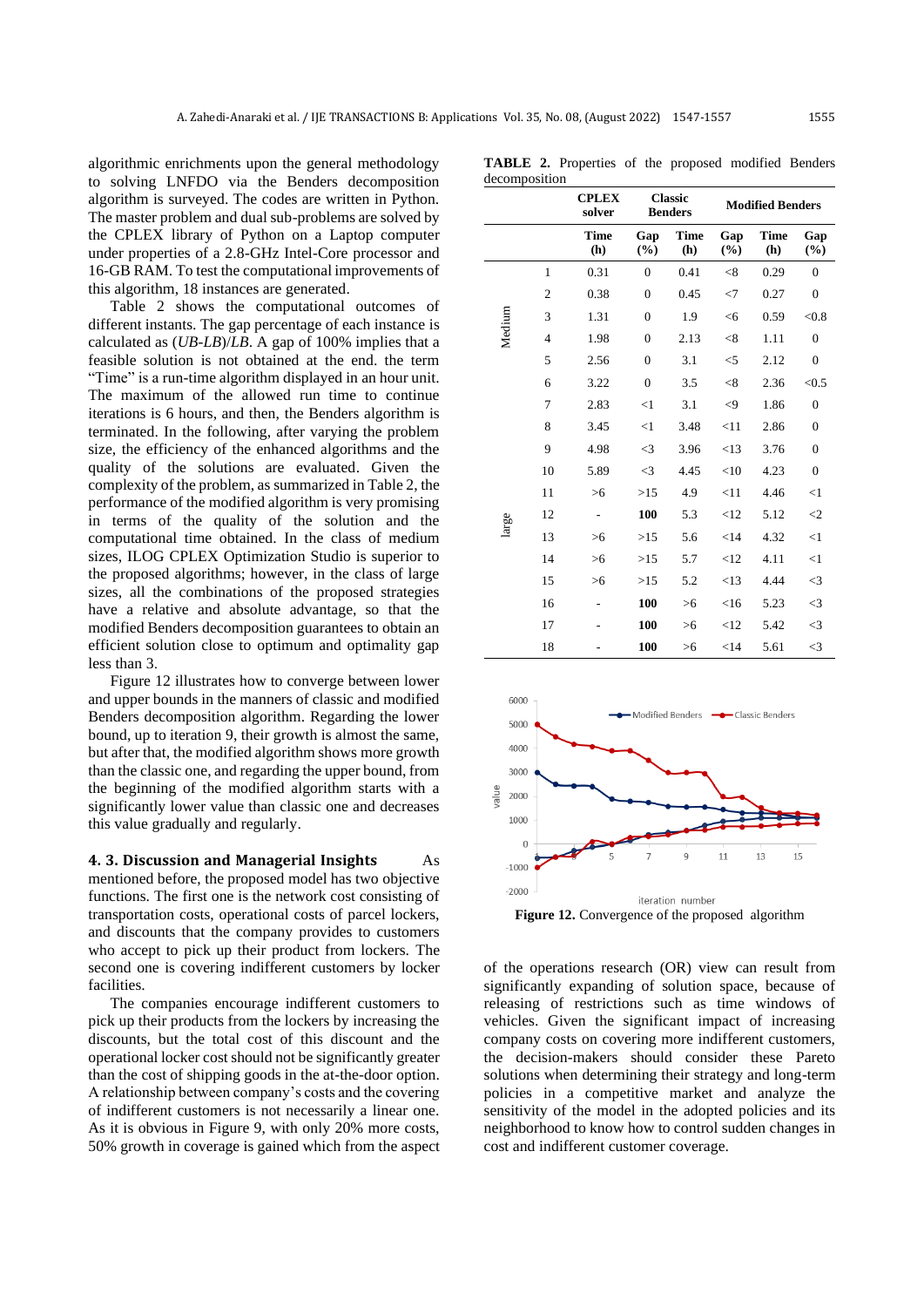algorithmic enrichments upon the general methodology to solving LNFDO via the Benders decomposition algorithm is surveyed. The codes are written in Python. The master problem and dual sub-problems are solved by the CPLEX library of Python on a Laptop computer under properties of a 2.8-GHz Intel-Core processor and 16-GB RAM. To test the computational improvements of this algorithm, 18 instances are generated.

Table 2 shows the computational outcomes of different instants. The gap percentage of each instance is calculated as (*UB-LB*)/*LB*. A gap of 100% implies that a feasible solution is not obtained at the end. the term "Time" is a run-time algorithm displayed in an hour unit. The maximum of the allowed run time to continue iterations is 6 hours, and then, the Benders algorithm is terminated. In the following, after varying the problem size, the efficiency of the enhanced algorithms and the quality of the solutions are evaluated. Given the complexity of the problem, as summarized in Table 2, the performance of the modified algorithm is very promising in terms of the quality of the solution and the computational time obtained. In the class of medium sizes, ILOG CPLEX Optimization Studio is superior to the proposed algorithms; however, in the class of large sizes, all the combinations of the proposed strategies have a relative and absolute advantage, so that the modified Benders decomposition guarantees to obtain an efficient solution close to optimum and optimality gap less than 3.

Figure 12 illustrates how to converge between lower and upper bounds in the manners of classic and modified Benders decomposition algorithm. Regarding the lower bound, up to iteration 9, their growth is almost the same, but after that, the modified algorithm shows more growth than the classic one, and regarding the upper bound, from the beginning of the modified algorithm starts with a significantly lower value than classic one and decreases this value gradually and regularly.

**TABLE 2.** Properties of the proposed modified Benders decomposition

| | | CPLEX solver | | Classic Benders | | Modified Benders | |
|---|---|---|---|---|---|---|---|
| | | **Time (h)** | **Gap (%)** | **Time (h)** | **Gap (%)** | **Time (h)** | **Gap (%)** |
| Medium | 1 | 0.31 | 0 | 0.41 | <8 | 0.29 | 0 |
| | 2 | 0.38 | 0 | 0.45 | <7 | 0.27 | 0 |
| | 3 | 1.31 | 0 | 1.9 | <6 | 0.59 | <0.8 |
| | 4 | 1.98 | 0 | 2.13 | <8 | 1.11 | 0 |
| | 5 | 2.56 | 0 | 3.1 | <5 | 2.12 | 0 |
| | 6 | 3.22 | 0 | 3.5 | <8 | 2.36 | <0.5 |
| large | 7 | 2.83 | <1 | 3.1 | <9 | 1.86 | 0 |
| | 8 | 3.45 | <1 | 3.48 | <11 | 2.86 | 0 |
| | 9 | 4.98 | <3 | 3.96 | <13 | 3.76 | 0 |
| | 10 | 5.89 | <3 | 4.45 | <10 | 4.23 | 0 |
| | 11 | >6 | >15 | 4.9 | <11 | 4.46 | <1 |
| | 12 | - | **100** | 5.3 | <12 | 5.12 | <2 |
| | 13 | >6 | >15 | 5.6 | <14 | 4.32 | <1 |
| | 14 | >6 | >15 | 5.7 | <12 | 4.11 | <1 |
| | 15 | >6 | >15 | 5.2 | <13 | 4.44 | <3 |
| | 16 | - | **100** | >6 | <16 | 5.23 | <3 |
| | 17 | - | **100** | >6 | <12 | 5.42 | <3 |
| | 18 | - | **100** | >6 | <14 | 5.61 | <3 |

**Figure 12.** Convergence of the proposed algorithm

## 4. 3. Discussion and Managerial Insights

As mentioned before, the proposed model has two objective functions. The first one is the network cost consisting of transportation costs, operational costs of parcel lockers, and discounts that the company provides to customers who accept to pick up their product from lockers. The second one is covering indifferent customers by locker facilities.

The companies encourage indifferent customers to pick up their products from the lockers by increasing the discounts, but the total cost of this discount and the operational locker cost should not be significantly greater than the cost of shipping goods in the at-the-door option. A relationship between company's costs and the covering of indifferent customers is not necessarily a linear one. As it is obvious in Figure 9, with only 20% more costs, 50% growth in coverage is gained which from the aspect of the operations research (OR) view can result from significantly expanding of solution space, because of releasing of restrictions such as time windows of vehicles. Given the significant impact of increasing company costs on covering more indifferent customers, the decision-makers should consider these Pareto solutions when determining their strategy and long-term policies in a competitive market and analyze the sensitivity of the model in the adopted policies and its neighborhood to know how to control sudden changes in cost and indifferent customer coverage.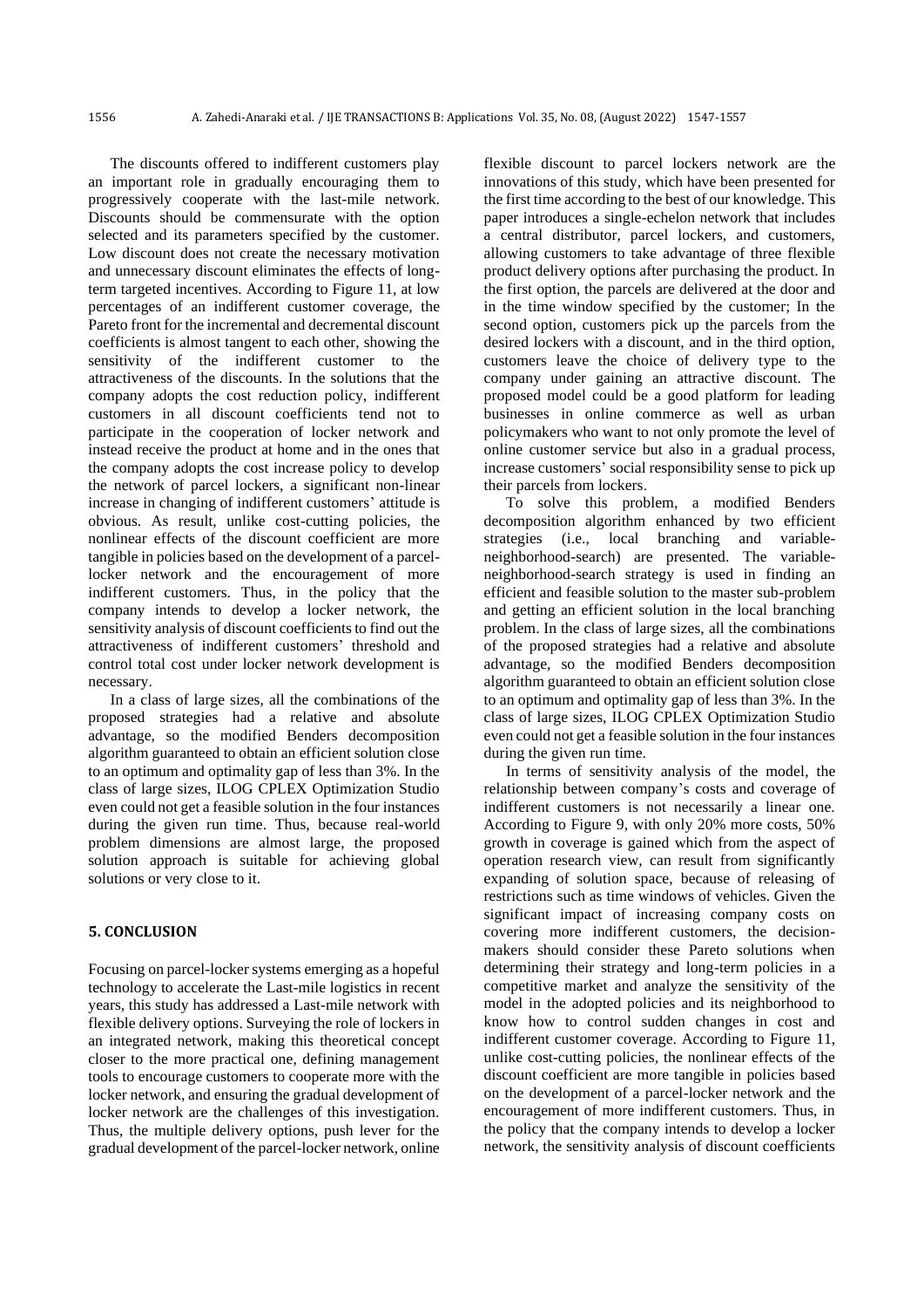The discounts offered to indifferent customers play an important role in gradually encouraging them to progressively cooperate with the last-mile network. Discounts should be commensurate with the option selected and its parameters specified by the customer. Low discount does not create the necessary motivation and unnecessary discount eliminates the effects of long-term targeted incentives. According to Figure 11, at low percentages of an indifferent customer coverage, the Pareto front for the incremental and decremental discount coefficients is almost tangent to each other, showing the sensitivity of the indifferent customer to the attractiveness of the discounts. In the solutions that the company adopts the cost reduction policy, indifferent customers in all discount coefficients tend not to participate in the cooperation of locker network and instead receive the product at home and in the ones that the company adopts the cost increase policy to develop the network of parcel lockers, a significant non-linear increase in changing of indifferent customers' attitude is obvious. As result, unlike cost-cutting policies, the nonlinear effects of the discount coefficient are more tangible in policies based on the development of a parcel-locker network and the encouragement of more indifferent customers. Thus, in the policy that the company intends to develop a locker network, the sensitivity analysis of discount coefficients to find out the attractiveness of indifferent customers' threshold and control total cost under locker network development is necessary.

In a class of large sizes, all the combinations of the proposed strategies had a relative and absolute advantage, so the modified Benders decomposition algorithm guaranteed to obtain an efficient solution close to an optimum and optimality gap of less than 3%. In the class of large sizes, ILOG CPLEX Optimization Studio even could not get a feasible solution in the four instances during the given run time. Thus, because real-world problem dimensions are almost large, the proposed solution approach is suitable for achieving global solutions or very close to it.

## 5. CONCLUSION

Focusing on parcel-locker systems emerging as a hopeful technology to accelerate the Last-mile logistics in recent years, this study has addressed a Last-mile network with flexible delivery options. Surveying the role of lockers in an integrated network, making this theoretical concept closer to the more practical one, defining management tools to encourage customers to cooperate more with the locker network, and ensuring the gradual development of locker network are the challenges of this investigation. Thus, the multiple delivery options, push lever for the gradual development of the parcel-locker network, online flexible discount to parcel lockers network are the innovations of this study, which have been presented for the first time according to the best of our knowledge. This paper introduces a single-echelon network that includes a central distributor, parcel lockers, and customers, allowing customers to take advantage of three flexible product delivery options after purchasing the product. In the first option, the parcels are delivered at the door and in the time window specified by the customer; In the second option, customers pick up the parcels from the desired lockers with a discount, and in the third option, customers leave the choice of delivery type to the company under gaining an attractive discount. The proposed model could be a good platform for leading businesses in online commerce as well as urban policymakers who want to not only promote the level of online customer service but also in a gradual process, increase customers' social responsibility sense to pick up their parcels from lockers.

To solve this problem, a modified Benders decomposition algorithm enhanced by two efficient strategies (i.e., local branching and variable-neighborhood-search) are presented. The variable-neighborhood-search strategy is used in finding an efficient and feasible solution to the master sub-problem and getting an efficient solution in the local branching problem. In the class of large sizes, all the combinations of the proposed strategies had a relative and absolute advantage, so the modified Benders decomposition algorithm guaranteed to obtain an efficient solution close to an optimum and optimality gap of less than 3%. In the class of large sizes, ILOG CPLEX Optimization Studio even could not get a feasible solution in the four instances during the given run time.

In terms of sensitivity analysis of the model, the relationship between company's costs and coverage of indifferent customers is not necessarily a linear one. According to Figure 9, with only 20% more costs, 50% growth in coverage is gained which from the aspect of operation research view, can result from significantly expanding of solution space, because of releasing of restrictions such as time windows of vehicles. Given the significant impact of increasing company costs on covering more indifferent customers, the decision-makers should consider these Pareto solutions when determining their strategy and long-term policies in a competitive market and analyze the sensitivity of the model in the adopted policies and its neighborhood to know how to control sudden changes in cost and indifferent customer coverage. According to Figure 11, unlike cost-cutting policies, the nonlinear effects of the discount coefficient are more tangible in policies based on the development of a parcel-locker network and the encouragement of more indifferent customers. Thus, in the policy that the company intends to develop a locker network, the sensitivity analysis of discount coefficients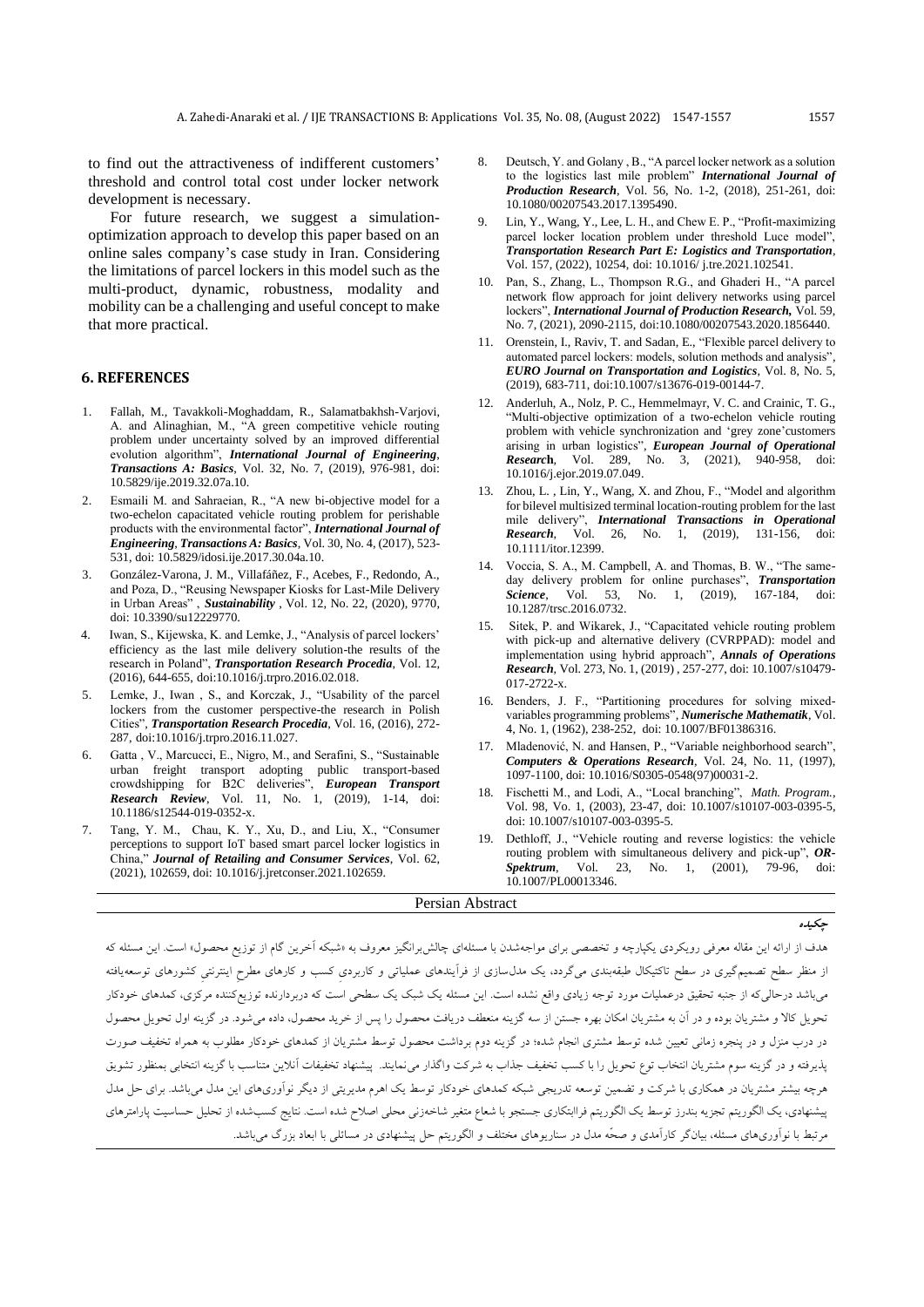to find out the attractiveness of indifferent customers' threshold and control total cost under locker network development is necessary.

For future research, we suggest a simulation-optimization approach to develop this paper based on an online sales company's case study in Iran. Considering the limitations of parcel lockers in this model such as the multi-product, dynamic, robustness, modality and mobility can be a challenging and useful concept to make that more practical.

## 6. REFERENCES

1. Fallah, M., Tavakkoli-Moghaddam, R., Salamatbakhsh-Varjovi, A. and Alinaghian, M., "A green competitive vehicle routing problem under uncertainty solved by an improved differential evolution algorithm", ***International Journal of Engineering, Transactions A: Basics***, Vol. 32, No. 7, (2019), 976-981, doi: 10.5829/ije.2019.32.07a.10.
2. Esmaili M. and Sahraeian, R., "A new bi-objective model for a two-echelon capacitated vehicle routing problem for perishable products with the environmental factor", ***International Journal of Engineering, Transactions A: Basics***, Vol. 30, No. 4, (2017), 523-531, doi: 10.5829/idosi.ije.2017.30.04a.10.
3. González-Varona, J. M., Villafáñez, F., Acebes, F., Redondo, A., and Poza, D., "Reusing Newspaper Kiosks for Last-Mile Delivery in Urban Areas" , ***Sustainability*** , Vol. 12, No. 22, (2020), 9770, doi: 10.3390/su12229770.
4. Iwan, S., Kijewska, K. and Lemke, J., "Analysis of parcel lockers' efficiency as the last mile delivery solution-the results of the research in Poland", ***Transportation Research Procedia***, Vol. 12, (2016), 644-655, doi:10.1016/j.trpro.2016.02.018.
5. Lemke, J., Iwan , S., and Korczak, J., "Usability of the parcel lockers from the customer perspective-the research in Polish Cities", ***Transportation Research Procedia***, Vol. 16, (2016), 272-287, doi:10.1016/j.trpro.2016.11.027.
6. Gatta , V., Marcucci, E., Nigro, M., and Serafini, S., "Sustainable urban freight transport adopting public transport-based crowdshipping for B2C deliveries", ***European Transport Research Review***, Vol. 11, No. 1, (2019), 1-14, doi: 10.1186/s12544-019-0352-x.
7. Tang, Y. M., Chau, K. Y., Xu, D., and Liu, X., "Consumer perceptions to support IoT based smart parcel locker logistics in China," ***Journal of Retailing and Consumer Services***, Vol. 62, (2021), 102659, doi: 10.1016/j.jretconser.2021.102659.
8. Deutsch, Y. and Golany , B., "A parcel locker network as a solution to the logistics last mile problem" ***International Journal of Production Research***, Vol. 56, No. 1-2, (2018), 251-261, doi: 10.1080/00207543.2017.1395490.
9. Lin, Y., Wang, Y., Lee, L. H., and Chew E. P., "Profit-maximizing parcel locker location problem under threshold Luce model", ***Transportation Research Part E: Logistics and Transportation***, Vol. 157, (2022), 10254, doi: 10.1016/ j.tre.2021.102541.
10. Pan, S., Zhang, L., Thompson R.G., and Ghaderi H., "A parcel network flow approach for joint delivery networks using parcel lockers", ***International Journal of Production Research,*** Vol. 59, No. 7, (2021), 2090-2115, doi:10.1080/00207543.2020.1856440.
11. Orenstein, I., Raviv, T. and Sadan, E., "Flexible parcel delivery to automated parcel lockers: models, solution methods and analysis", ***EURO Journal on Transportation and Logistics***, Vol. 8, No. 5, (2019), 683-711, doi:10.1007/s13676-019-00144-7.
12. Anderluh, A., Nolz, P. C., Hemmelmayr, V. C. and Crainic, T. G., "Multi-objective optimization of a two-echelon vehicle routing problem with vehicle synchronization and 'grey zone'customers arising in urban logistics", ***European Journal of Operational Research***, Vol. 289, No. 3, (2021), 940-958, doi: 10.1016/j.ejor.2019.07.049.
13. Zhou, L. , Lin, Y., Wang, X. and Zhou, F., "Model and algorithm for bilevel multisized terminal location-routing problem for the last mile delivery", ***International Transactions in Operational Research***, Vol. 26, No. 1, (2019), 131-156, doi: 10.1111/itor.12399.
14. Voccia, S. A., M. Campbell, A. and Thomas, B. W., "The same-day delivery problem for online purchases", ***Transportation Science***, Vol. 53, No. 1, (2019), 167-184, doi: 10.1287/trsc.2016.0732.
15. Sitek, P. and Wikarek, J., "Capacitated vehicle routing problem with pick-up and alternative delivery (CVRPPAD): model and implementation using hybrid approach", ***Annals of Operations Research***, Vol. 273, No. 1, (2019) , 257-277, doi: 10.1007/s10479-017-2722-x.
16. Benders, J. F., "Partitioning procedures for solving mixed-variables programming problems", ***Numerische Mathematik***, Vol. 4, No. 1, (1962), 238-252, doi: 10.1007/BF01386316.
17. Mladenović, N. and Hansen, P., "Variable neighborhood search", ***Computers & Operations Research***, Vol. 24, No. 11, (1997), 1097-1100, doi: 10.1016/S0305-0548(97)00031-2.
18. Fischetti M., and Lodi, A., "Local branching", ***Math. Program.***, Vol. 98, Vo. 1, (2003), 23-47, doi: 10.1007/s10107-003-0395-5, doi: 10.1007/s10107-003-0395-5.
19. Dethloff, J., "Vehicle routing and reverse logistics: the vehicle routing problem with simultaneous delivery and pick-up", ***OR-Spektrum***, Vol. 23, No. 1, (2001), 79-96, doi: 10.1007/PL00013346.

## Persian Abstract

**چکیده**

هدف از ارائه این مقاله معرفی رویکردی یکپارچه و تخصصی برای مواجه‌شدن با مسئله‌ای چالش‌برانگیز معروف به «شبکه آخرین گام از توزیع محصول» است. این مسئله که از منظر سطح تصمیم‌گیری در سطح تاکتیکال طبقه‌بندی می‌گردد، یک مدل‌سازی از فرآیندهای عملیاتی و کاربردیِ کسب و کارهای مطرحِ اینترنتیِ کشورهای توسعه‌یافته می‌باشد درحالی‌که از جنبه تحقیق درعملیات مورد توجه زیادی واقع نشده است. این مسئله یک شبکه یک سطحی است که دربردارنده توزیع‌کننده مرکزی، کمدهای خودکار تحویل کالا و مشتریان بوده و در آن به مشتریان امکان بهره جستن از سه گزینه منعطف دریافت محصول را پس از خرید محصول، داده می‌شود. در گزینه اول تحویل محصول در درب منزل و در پنجره زمانی تعیین شده توسط مشتری انجام شده؛ در گزینه دوم برداشت محصول توسط مشتریان از کمدهای خودکار مطلوب به همراه تخفیف صورت پذیرفته و در گزینه سوم مشتریان انتخاب نوع تحویل را با کسب تخفیف جذاب به شرکت واگذار می‌نمایند. پیشنهاد تخفیفات آنلاین متناسب با گزینه انتخابی بمنظور تشویق هرچه بیشتر مشتریان در همکاری با شرکت و تضمین توسعه تدریجی شبکه کمدهای خودکار توسط یک اهرم مدیریتی از دیگر نوآوری‌های این مدل می‌باشد. برای حل مدل پیشنهادی، یک الگوریتم تجزیه بندرز توسط یک الگوریتم فراابتکاری جستجو با شعاع متغیر شاخه‌زنی محلی اصلاح شده است. نتایج کسب‌شده از تحلیل حساسیت پارامترهای مرتبط با نوآوری‌های مسئله، بیان‌گر کارآمدی و صحّه مدل در سناریوهای مختلف و الگوریتم حل پیشنهادی در مسائلی با ابعاد بزرگ می‌باشد.